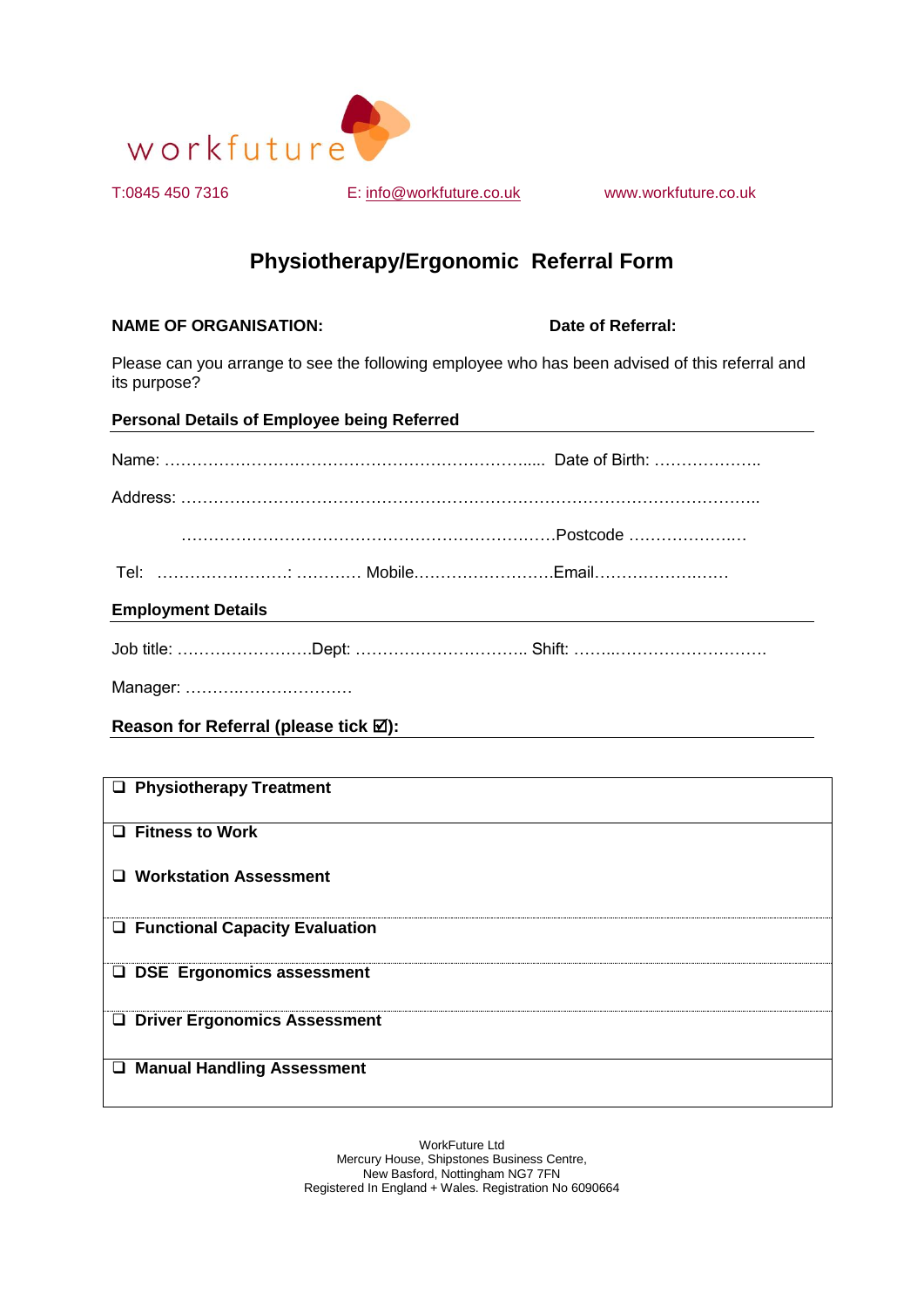workfuture

T:0845 450 7316 E: info@workfuture.co.uk www.workfuture.co.uk

# Physiotherapy/Ergonomic Referral Form

**NAME OF ORGANISATION:** **Date of Referral:**

Please can you arrange to see the following employee who has been advised of this referral and its purpose?

**Personal Details of Employee being Referred**

Name: …………………………………………………………….... Date of Birth: ………………..

Address: …………………………………………………………………………………………..

……………………………………………………………Postcode …………………..

Tel: ……………………: ………… Mobile……………………..Email……………………

**Employment Details**

Job title: …………………….Dept: ………………………….. Shift: ……..……………………….

Manager: ………..…………………

**Reason for Referral (please tick ☑):**

- ❑ **Physiotherapy Treatment**
- ❑ **Fitness to Work**
- ❑ **Workstation Assessment**
- ❑ **Functional Capacity Evaluation**
- ❑ **DSE Ergonomics assessment**
- ❑ **Driver Ergonomics Assessment**
- ❑ **Manual Handling Assessment**

WorkFuture Ltd
Mercury House, Shipstones Business Centre,
New Basford, Nottingham NG7 7FN
Registered In England + Wales. Registration No 6090664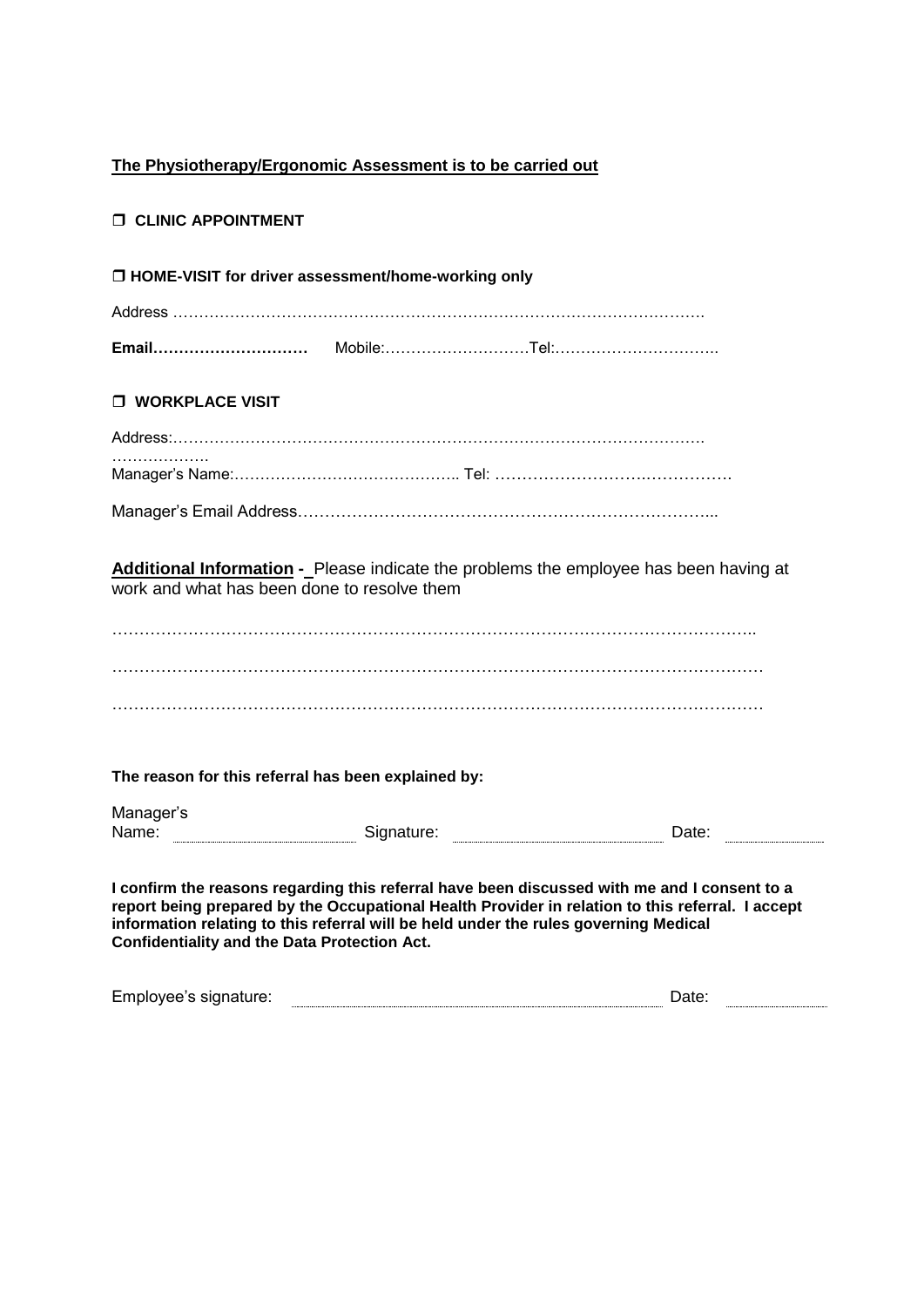**The Physiotherapy/Ergonomic Assessment is to be carried out**

❐ **CLINIC APPOINTMENT**

❐ **HOME-VISIT for driver assessment/home-working only**

Address ……………………………………………………………………………………….

**Email…………………………** Mobile:………………………Tel:…………………………..

❐ **WORKPLACE VISIT**

Address:……………………………………………………………………………………….
……………….

Manager's Name:…………………………………….. Tel: ……………………….…………….

Manager's Email Address………………………………………………………………...

**Additional Information -** Please indicate the problems the employee has been having at work and what has been done to resolve them

…………………………………………………………………………………………………..

…………………………………………………………………………………………………

…………………………………………………………………………………………………

**The reason for this referral has been explained by:**

Manager's Name: .................................... Signature: .................................... Date: ....................

**I confirm the reasons regarding this referral have been discussed with me and I consent to a report being prepared by the Occupational Health Provider in relation to this referral. I accept information relating to this referral will be held under the rules governing Medical Confidentiality and the Data Protection Act.**

Employee's signature: .................................................... Date: ....................